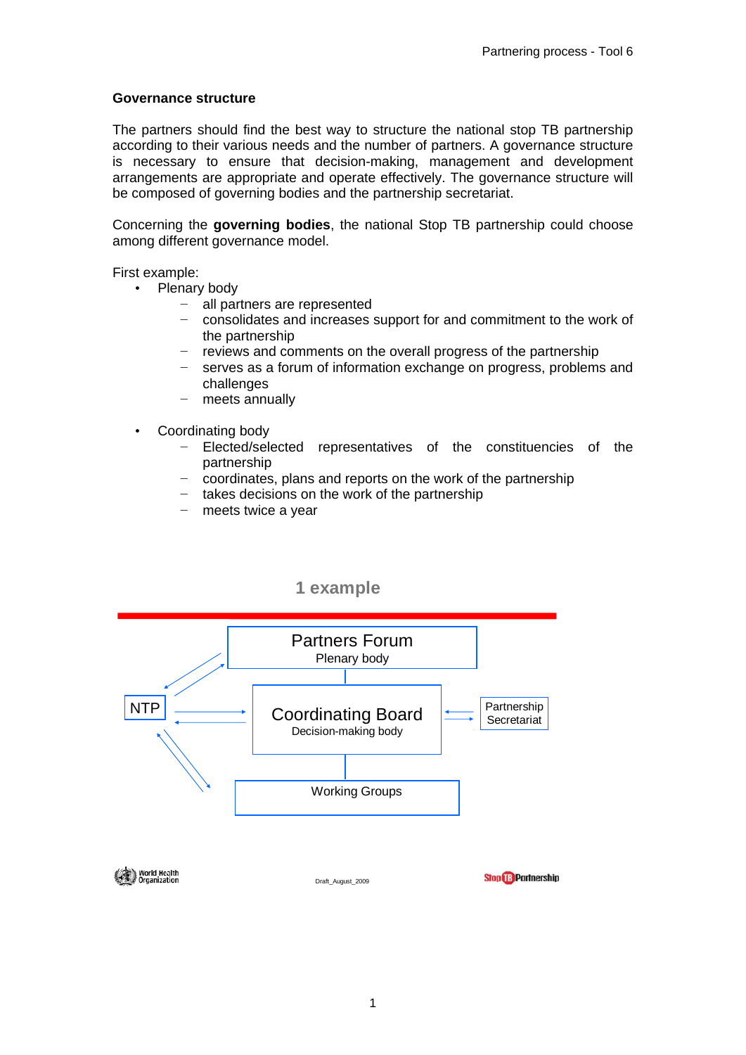## Governance structure

The partners should find the best way to structure the national stop TB partnership according to their various needs and the number of partners. A governance structure is necessary to ensure that decision-making, management and development arrangements are appropriate and operate effectively. The governance structure will be composed of governing bodies and the partnership secretariat.

Concerning the **governing bodies**, the national Stop TB partnership could choose among different governance model.

First example:

- Plenary body
  - all partners are represented
  - consolidates and increases support for and commitment to the work of the partnership
  - reviews and comments on the overall progress of the partnership
  - serves as a forum of information exchange on progress, problems and challenges
  - meets annually

- Coordinating body
  - Elected/selected representatives of the constituencies of the partnership
  - coordinates, plans and reports on the work of the partnership
  - takes decisions on the work of the partnership
  - meets twice a year

**1 example**

Partners Forum
Plenary body

NTP

Coordinating Board
Decision-making body

Partnership Secretariat

Working Groups

Draft_August_2009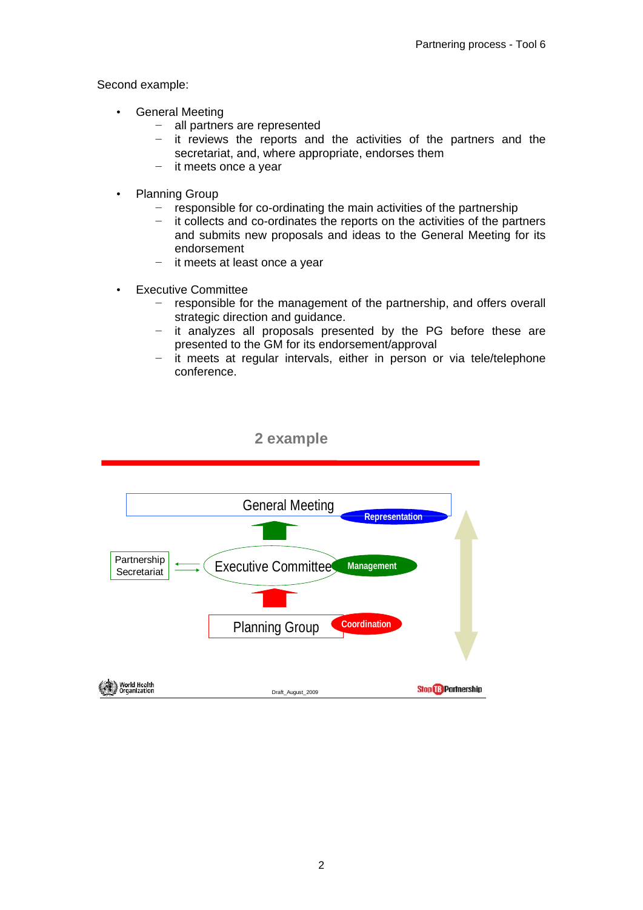Second example:

- General Meeting
  - all partners are represented
  - it reviews the reports and the activities of the partners and the secretariat, and, where appropriate, endorses them
  - it meets once a year

- Planning Group
  - responsible for co-ordinating the main activities of the partnership
  - it collects and co-ordinates the reports on the activities of the partners and submits new proposals and ideas to the General Meeting for its endorsement
  - it meets at least once a year

- Executive Committee
  - responsible for the management of the partnership, and offers overall strategic direction and guidance.
  - it analyzes all proposals presented by the PG before these are presented to the GM for its endorsement/approval
  - it meets at regular intervals, either in person or via tele/telephone conference.

**2 example**

General Meeting — Representation

Partnership Secretariat ⇄ Executive Committee — Management

Planning Group — Coordination

Draft_August_2009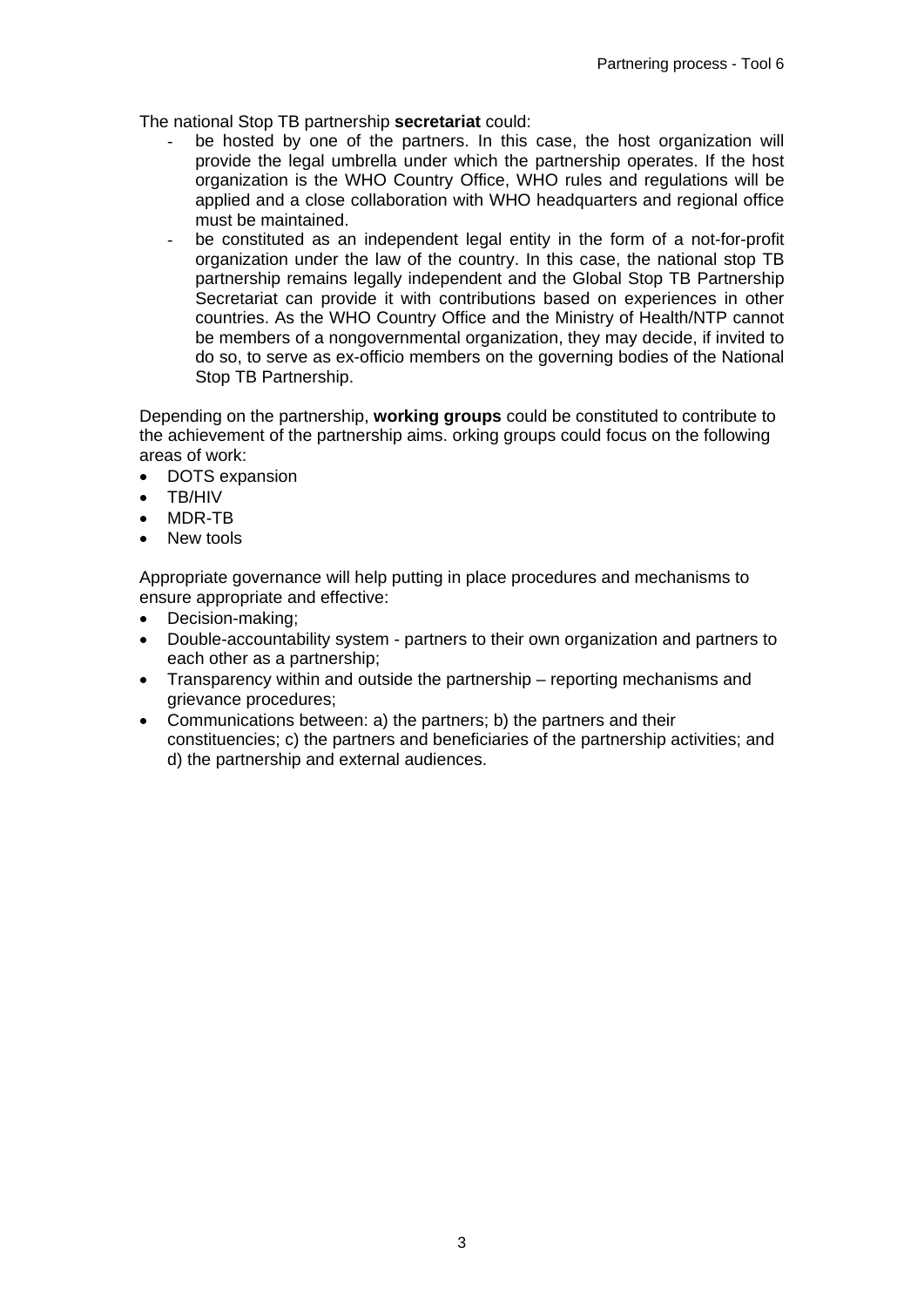The national Stop TB partnership **secretariat** could:

- be hosted by one of the partners. In this case, the host organization will provide the legal umbrella under which the partnership operates. If the host organization is the WHO Country Office, WHO rules and regulations will be applied and a close collaboration with WHO headquarters and regional office must be maintained.
- be constituted as an independent legal entity in the form of a not-for-profit organization under the law of the country. In this case, the national stop TB partnership remains legally independent and the Global Stop TB Partnership Secretariat can provide it with contributions based on experiences in other countries. As the WHO Country Office and the Ministry of Health/NTP cannot be members of a nongovernmental organization, they may decide, if invited to do so, to serve as ex-officio members on the governing bodies of the National Stop TB Partnership.

Depending on the partnership, **working groups** could be constituted to contribute to the achievement of the partnership aims. orking groups could focus on the following areas of work:

- DOTS expansion
- TB/HIV
- MDR-TB
- New tools

Appropriate governance will help putting in place procedures and mechanisms to ensure appropriate and effective:

- Decision-making;
- Double-accountability system - partners to their own organization and partners to each other as a partnership;
- Transparency within and outside the partnership – reporting mechanisms and grievance procedures;
- Communications between: a) the partners; b) the partners and their constituencies; c) the partners and beneficiaries of the partnership activities; and d) the partnership and external audiences.